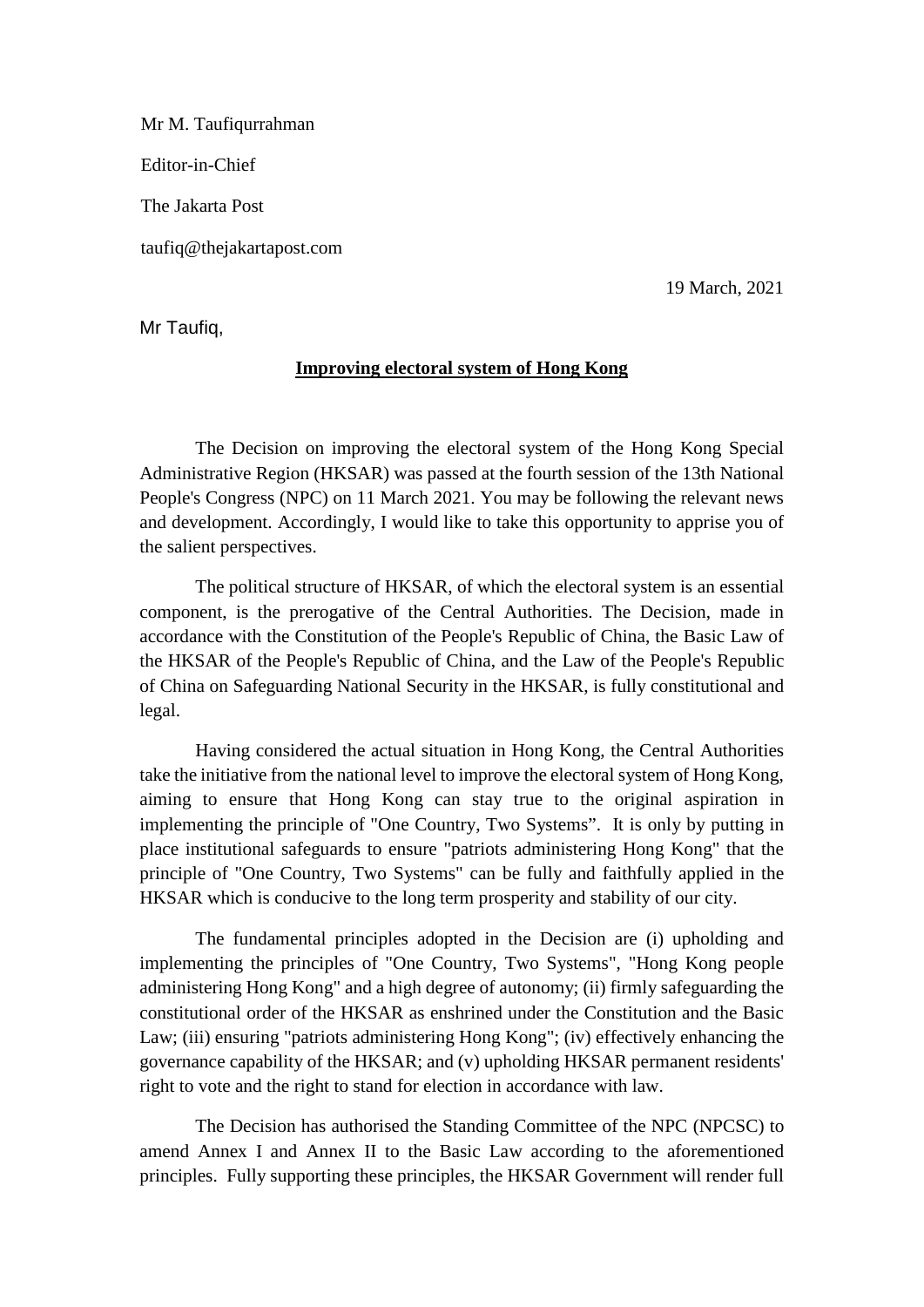Mr M. Taufiqurrahman

Editor-in-Chief

The Jakarta Post

taufiq@thejakartapost.com

19 March, 2021

Mr Taufiq,

**<u>Improving electoral system of Hong Kong</u>**

The Decision on improving the electoral system of the Hong Kong Special Administrative Region (HKSAR) was passed at the fourth session of the 13th National People's Congress (NPC) on 11 March 2021. You may be following the relevant news and development. Accordingly, I would like to take this opportunity to apprise you of the salient perspectives.

The political structure of HKSAR, of which the electoral system is an essential component, is the prerogative of the Central Authorities. The Decision, made in accordance with the Constitution of the People's Republic of China, the Basic Law of the HKSAR of the People's Republic of China, and the Law of the People's Republic of China on Safeguarding National Security in the HKSAR, is fully constitutional and legal.

Having considered the actual situation in Hong Kong, the Central Authorities take the initiative from the national level to improve the electoral system of Hong Kong, aiming to ensure that Hong Kong can stay true to the original aspiration in implementing the principle of "One Country, Two Systems". It is only by putting in place institutional safeguards to ensure "patriots administering Hong Kong" that the principle of "One Country, Two Systems" can be fully and faithfully applied in the HKSAR which is conducive to the long term prosperity and stability of our city.

The fundamental principles adopted in the Decision are (i) upholding and implementing the principles of "One Country, Two Systems", "Hong Kong people administering Hong Kong" and a high degree of autonomy; (ii) firmly safeguarding the constitutional order of the HKSAR as enshrined under the Constitution and the Basic Law; (iii) ensuring "patriots administering Hong Kong"; (iv) effectively enhancing the governance capability of the HKSAR; and (v) upholding HKSAR permanent residents' right to vote and the right to stand for election in accordance with law.

The Decision has authorised the Standing Committee of the NPC (NPCSC) to amend Annex I and Annex II to the Basic Law according to the aforementioned principles. Fully supporting these principles, the HKSAR Government will render full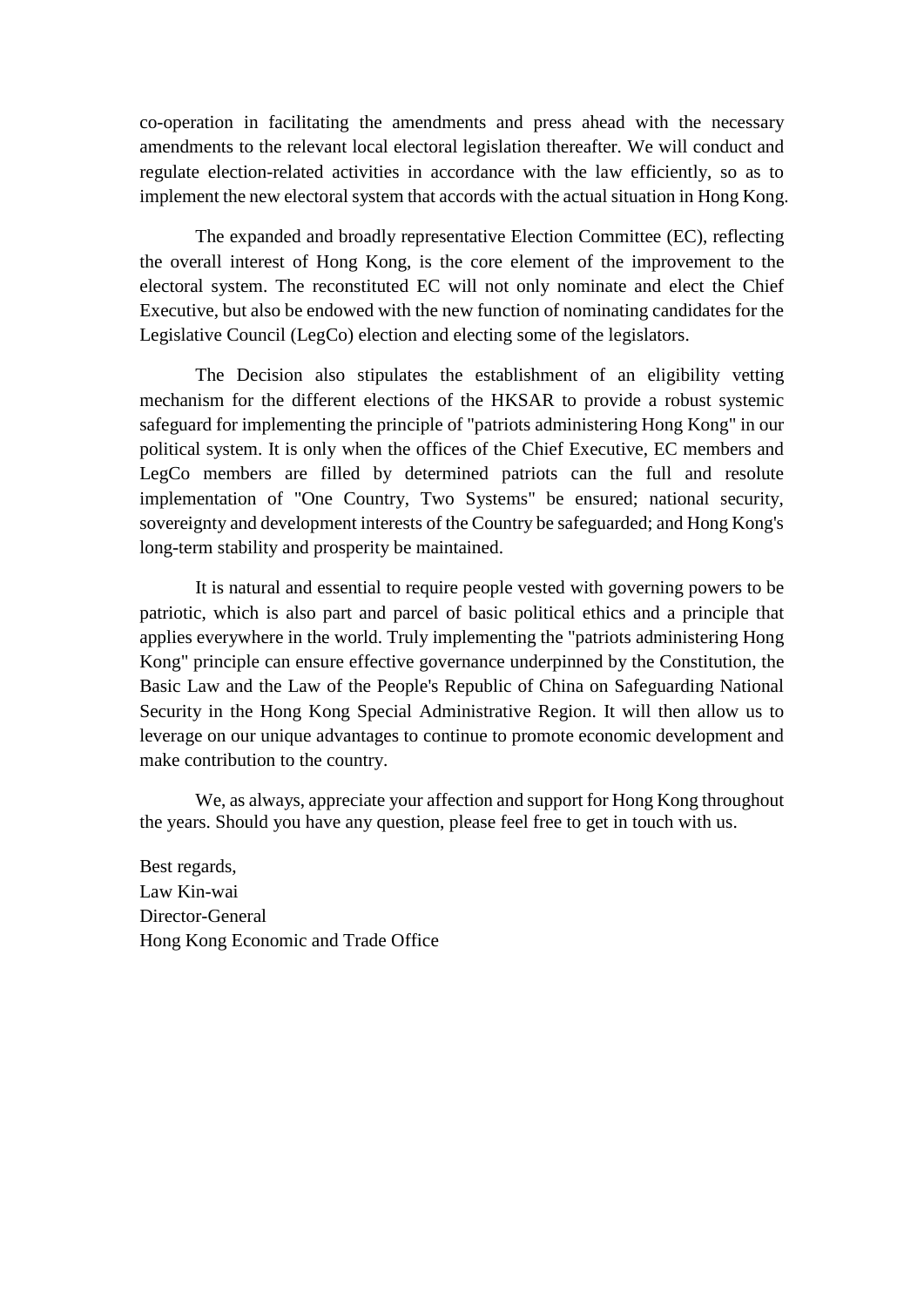co-operation in facilitating the amendments and press ahead with the necessary amendments to the relevant local electoral legislation thereafter. We will conduct and regulate election-related activities in accordance with the law efficiently, so as to implement the new electoral system that accords with the actual situation in Hong Kong.

The expanded and broadly representative Election Committee (EC), reflecting the overall interest of Hong Kong, is the core element of the improvement to the electoral system. The reconstituted EC will not only nominate and elect the Chief Executive, but also be endowed with the new function of nominating candidates for the Legislative Council (LegCo) election and electing some of the legislators.

The Decision also stipulates the establishment of an eligibility vetting mechanism for the different elections of the HKSAR to provide a robust systemic safeguard for implementing the principle of "patriots administering Hong Kong" in our political system. It is only when the offices of the Chief Executive, EC members and LegCo members are filled by determined patriots can the full and resolute implementation of "One Country, Two Systems" be ensured; national security, sovereignty and development interests of the Country be safeguarded; and Hong Kong's long-term stability and prosperity be maintained.

It is natural and essential to require people vested with governing powers to be patriotic, which is also part and parcel of basic political ethics and a principle that applies everywhere in the world. Truly implementing the "patriots administering Hong Kong" principle can ensure effective governance underpinned by the Constitution, the Basic Law and the Law of the People's Republic of China on Safeguarding National Security in the Hong Kong Special Administrative Region. It will then allow us to leverage on our unique advantages to continue to promote economic development and make contribution to the country.

We, as always, appreciate your affection and support for Hong Kong throughout the years. Should you have any question, please feel free to get in touch with us.

Best regards,  
Law Kin-wai  
Director-General  
Hong Kong Economic and Trade Office